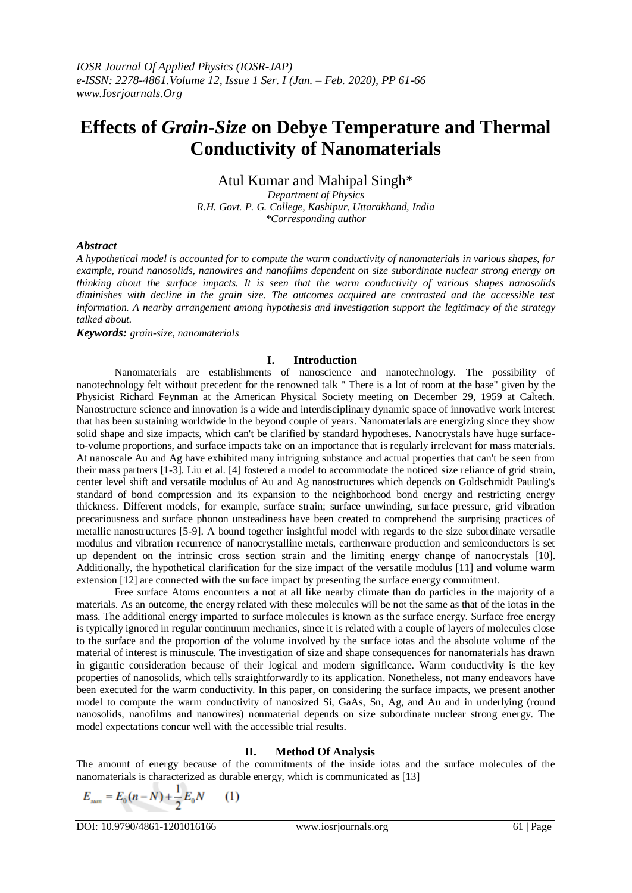# Effects of *Grain-Size* on Debye Temperature and Thermal Conductivity of Nanomaterials

Atul Kumar and Mahipal Singh*

*Department of Physics*
*R.H. Govt. P. G. College, Kashipur, Uttarakhand, India*
*\*Corresponding author*

***Abstract***

*A hypothetical model is accounted for to compute the warm conductivity of nanomaterials in various shapes, for example, round nanosolids, nanowires and nanofilms dependent on size subordinate nuclear strong energy on thinking about the surface impacts. It is seen that the warm conductivity of various shapes nanosolids diminishes with decline in the grain size. The outcomes acquired are contrasted and the accessible test information. A nearby arrangement among hypothesis and investigation support the legitimacy of the strategy talked about.*

***Keywords:*** *grain-size, nanomaterials*

## I. Introduction

Nanomaterials are establishments of nanoscience and nanotechnology. The possibility of nanotechnology felt without precedent for the renowned talk " There is a lot of room at the base" given by the Physicist Richard Feynman at the American Physical Society meeting on December 29, 1959 at Caltech. Nanostructure science and innovation is a wide and interdisciplinary dynamic space of innovative work interest that has been sustaining worldwide in the beyond couple of years. Nanomaterials are energizing since they show solid shape and size impacts, which can't be clarified by standard hypotheses. Nanocrystals have huge surface-to-volume proportions, and surface impacts take on an importance that is regularly irrelevant for mass materials. At nanoscale Au and Ag have exhibited many intriguing substance and actual properties that can't be seen from their mass partners [1-3]. Liu et al. [4] fostered a model to accommodate the noticed size reliance of grid strain, center level shift and versatile modulus of Au and Ag nanostructures which depends on Goldschmidt Pauling's standard of bond compression and its expansion to the neighborhood bond energy and restricting energy thickness. Different models, for example, surface strain; surface unwinding, surface pressure, grid vibration precariousness and surface phonon unsteadiness have been created to comprehend the surprising practices of metallic nanostructures [5-9]. A bound together insightful model with regards to the size subordinate versatile modulus and vibration recurrence of nanocrystalline metals, earthenware production and semiconductors is set up dependent on the intrinsic cross section strain and the limiting energy change of nanocrystals [10]. Additionally, the hypothetical clarification for the size impact of the versatile modulus [11] and volume warm extension [12] are connected with the surface impact by presenting the surface energy commitment.

Free surface Atoms encounters a not at all like nearby climate than do particles in the majority of a materials. As an outcome, the energy related with these molecules will be not the same as that of the iotas in the mass. The additional energy imparted to surface molecules is known as the surface energy. Surface free energy is typically ignored in regular continuum mechanics, since it is related with a couple of layers of molecules close to the surface and the proportion of the volume involved by the surface iotas and the absolute volume of the material of interest is minuscule. The investigation of size and shape consequences for nanomaterials has drawn in gigantic consideration because of their logical and modern significance. Warm conductivity is the key properties of nanosolids, which tells straightforwardly to its application. Nonetheless, not many endeavors have been executed for the warm conductivity. In this paper, on considering the surface impacts, we present another model to compute the warm conductivity of nanosized Si, GaAs, Sn, Ag, and Au and in underlying (round nanosolids, nanofilms and nanowires) nonmaterial depends on size subordinate nuclear strong energy. The model expectations concur well with the accessible trial results.

## II. Method Of Analysis

The amount of energy because of the commitments of the inside iotas and the surface molecules of the nanomaterials is characterized as durable energy, which is communicated as [13]

$$E_{sum} = E_0(n-N) + \frac{1}{2}E_0 N \qquad (1)$$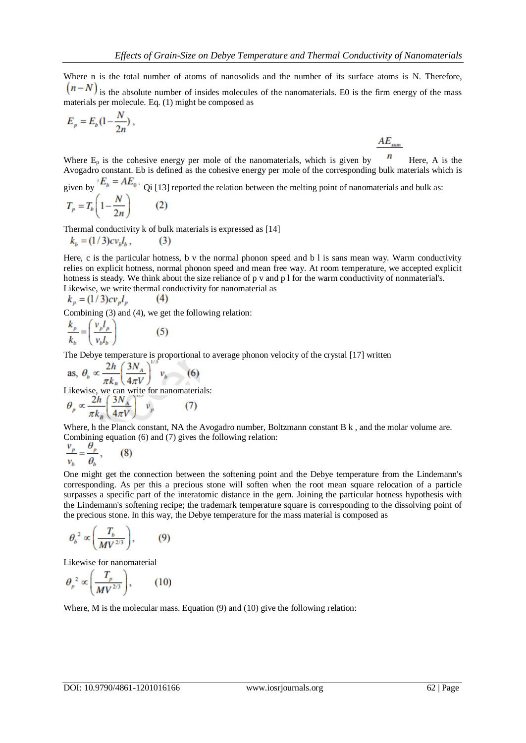Where n is the total number of atoms of nanosolids and the number of its surface atoms is N. Therefore, $(n-N)$ is the absolute number of insides molecules of the nanomaterials. E0 is the firm energy of the mass materials per molecule. Eq. (1) might be composed as

$$E_p = E_b(1-\frac{N}{2n}),$$

Where $E_p$ is the cohesive energy per mole of the nanomaterials, which is given by $\frac{AE_{sum}}{n}$ Here, A is the Avogadro constant. Eb is defined as the cohesive energy per mole of the corresponding bulk materials which is given by $E_b = AE_0$. Qi [13] reported the relation between the melting point of nanomaterials and bulk as:

$$T_p = T_b\left(1-\frac{N}{2n}\right) \qquad (2)$$

Thermal conductivity k of bulk materials is expressed as [14]

$$k_b = (1/3)cv_b l_b, \qquad (3)$$

Here, c is the particular hotness, b v the normal phonon speed and b l is sans mean way. Warm conductivity relies on explicit hotness, normal phonon speed and mean free way. At room temperature, we accepted explicit hotness is steady. We think about the size reliance of p v and p l for the warm conductivity of nonmaterial's.
Likewise, we write thermal conductivity for nanomaterial as

$$k_p = (1/3)cv_p l_p \qquad (4)$$

Combining (3) and (4), we get the following relation:

$$\frac{k_p}{k_b} = \left(\frac{v_p l_p}{v_b l_b}\right) \qquad (5)$$

The Debye temperature is proportional to average phonon velocity of the crystal [17] written

$$\text{as, } \theta_b \propto \frac{2h}{\pi k_B}\left(\frac{3N_A}{4\pi V}\right)^{1/3} v_b \qquad (6)$$

Likewise, we can write for nanomaterials:

$$\theta_p \propto \frac{2h}{\pi k_B}\left(\frac{3N_A}{4\pi V}\right)^{1/3} v_p \qquad (7)$$

Where, h the Planck constant, NA the Avogadro number, Boltzmann constant B k , and the molar volume are. Combining equation (6) and (7) gives the following relation:

$$\frac{v_p}{v_b} = \frac{\theta_p}{\theta_b}, \qquad (8)$$

One might get the connection between the softening point and the Debye temperature from the Lindemann's corresponding. As per this a precious stone will soften when the root mean square relocation of a particle surpasses a specific part of the interatomic distance in the gem. Joining the particular hotness hypothesis with the Lindemann's softening recipe; the trademark temperature square is corresponding to the dissolving point of the precious stone. In this way, the Debye temperature for the mass material is composed as

$$\theta_b^2 \propto \left(\frac{T_b}{MV^{2/3}}\right), \qquad (9)$$

Likewise for nanomaterial

$$\theta_p^2 \propto \left(\frac{T_p}{MV^{2/3}}\right), \qquad (10)$$

Where, M is the molecular mass. Equation (9) and (10) give the following relation: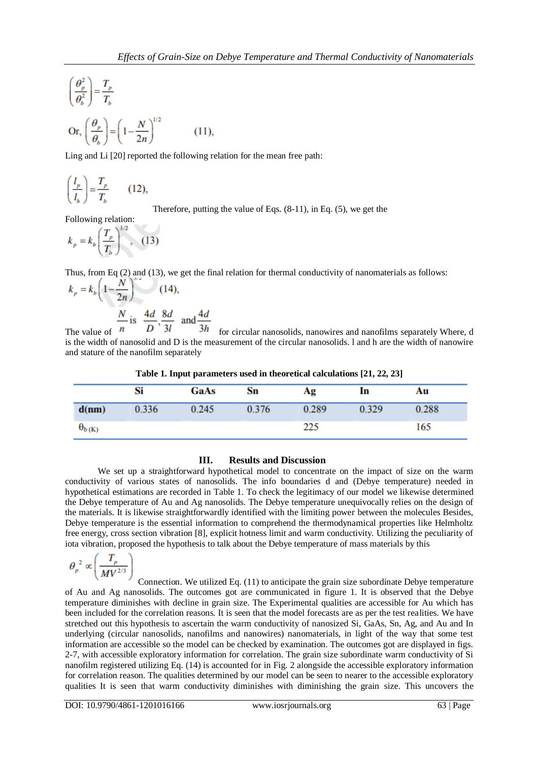$$\left(\frac{\theta_p^2}{\theta_b^2}\right) = \frac{T_p}{T_b}$$

$$\text{Or, } \left(\frac{\theta_p}{\theta_b}\right) = \left(1 - \frac{N}{2n}\right)^{1/2} \qquad (11),$$

Ling and Li [20] reported the following relation for the mean free path:

$$\left(\frac{l_p}{l_b}\right) = \frac{T_p}{T_b} \qquad (12),$$

Therefore, putting the value of Eqs. (8-11), in Eq. (5), we get the Following relation:

$$k_p = k_b \left(\frac{T_p}{T_b}\right)^{3/2}, \quad (13)$$

Thus, from Eq (2) and (13), we get the final relation for thermal conductivity of nanomaterials as follows:

$$k_p = k_b \left(1 - \frac{N}{2n}\right)^{3/2} \qquad (14),$$

The value of $\frac{N}{n}$ is $\frac{4d}{D}, \frac{8d}{3l}$ and $\frac{4d}{3h}$ for circular nanosolids, nanowires and nanofilms separately Where, d is the width of nanosolid and D is the measurement of the circular nanosolids. l and h are the width of nanowire and stature of the nanofilm separately

**Table 1. Input parameters used in theoretical calculations [21, 22, 23]**

| | Si | GaAs | Sn | Ag | In | Au |
|---|---|---|---|---|---|---|
| **d(nm)** | 0.336 | 0.245 | 0.376 | 0.289 | 0.329 | 0.288 |
| $\theta_{b\,(K)}$ | | | | 225 | | 165 |

## III. Results and Discussion

We set up a straightforward hypothetical model to concentrate on the impact of size on the warm conductivity of various states of nanosolids. The info boundaries d and (Debye temperature) needed in hypothetical estimations are recorded in Table 1. To check the legitimacy of our model we likewise determined the Debye temperature of Au and Ag nanosolids. The Debye temperature unequivocally relies on the design of the materials. It is likewise straightforwardly identified with the limiting power between the molecules Besides, Debye temperature is the essential information to comprehend the thermodynamical properties like Helmholtz free energy, cross section vibration [8], explicit hotness limit and warm conductivity. Utilizing the peculiarity of iota vibration, proposed the hypothesis to talk about the Debye temperature of mass materials by this

$$\theta_p^{\,2} \propto \left(\frac{T_p}{MV^{2/3}}\right)$$

Connection. We utilized Eq. (11) to anticipate the grain size subordinate Debye temperature of Au and Ag nanosolids. The outcomes got are communicated in figure 1. It is observed that the Debye temperature diminishes with decline in grain size. The Experimental qualities are accessible for Au which has been included for the correlation reasons. It is seen that the model forecasts are as per the test realities. We have stretched out this hypothesis to ascertain the warm conductivity of nanosized Si, GaAs, Sn, Ag, and Au and In underlying (circular nanosolids, nanofilms and nanowires) nanomaterials, in light of the way that some test information are accessible so the model can be checked by examination. The outcomes got are displayed in figs. 2-7, with accessible exploratory information for correlation. The grain size subordinate warm conductivity of Si nanofilm registered utilizing Eq. (14) is accounted for in Fig. 2 alongside the accessible exploratory information for correlation reason. The qualities determined by our model can be seen to nearer to the accessible exploratory qualities It is seen that warm conductivity diminishes with diminishing the grain size. This uncovers the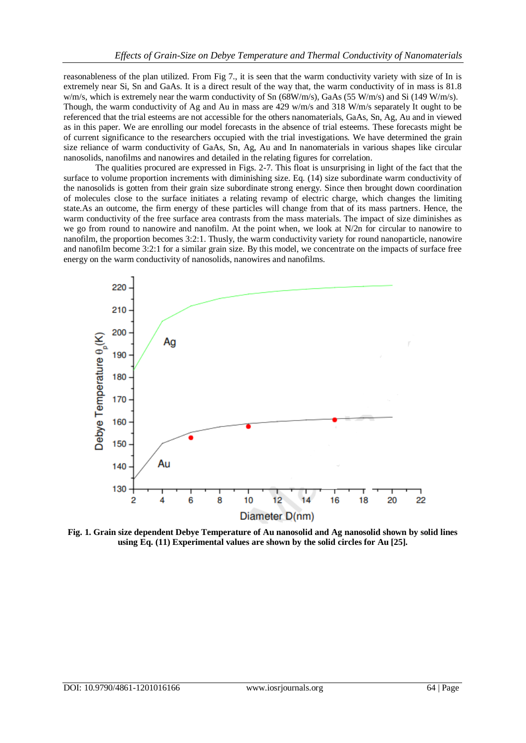reasonableness of the plan utilized. From Fig 7., it is seen that the warm conductivity variety with size of In is extremely near Si, Sn and GaAs. It is a direct result of the way that, the warm conductivity of in mass is 81.8 w/m/s, which is extremely near the warm conductivity of Sn (68W/m/s), GaAs (55 W/m/s) and Si (149 W/m/s). Though, the warm conductivity of Ag and Au in mass are 429 w/m/s and 318 W/m/s separately It ought to be referenced that the trial esteems are not accessible for the others nanomaterials, GaAs, Sn, Ag, Au and in viewed as in this paper. We are enrolling our model forecasts in the absence of trial esteems. These forecasts might be of current significance to the researchers occupied with the trial investigations. We have determined the grain size reliance of warm conductivity of GaAs, Sn, Ag, Au and In nanomaterials in various shapes like circular nanosolids, nanofilms and nanowires and detailed in the relating figures for correlation.

The qualities procured are expressed in Figs. 2-7. This float is unsurprising in light of the fact that the surface to volume proportion increments with diminishing size. Eq. (14) size subordinate warm conductivity of the nanosolids is gotten from their grain size subordinate strong energy. Since then brought down coordination of molecules close to the surface initiates a relating revamp of electric charge, which changes the limiting state.As an outcome, the firm energy of these particles will change from that of its mass partners. Hence, the warm conductivity of the free surface area contrasts from the mass materials. The impact of size diminishes as we go from round to nanowire and nanofilm. At the point when, we look at N/2n for circular to nanowire to nanofilm, the proportion becomes 3:2:1. Thusly, the warm conductivity variety for round nanoparticle, nanowire and nanofilm become 3:2:1 for a similar grain size. By this model, we concentrate on the impacts of surface free energy on the warm conductivity of nanosolids, nanowires and nanofilms.

**Fig. 1. Grain size dependent Debye Temperature of Au nanosolid and Ag nanosolid shown by solid lines using Eq. (11) Experimental values are shown by the solid circles for Au [25].**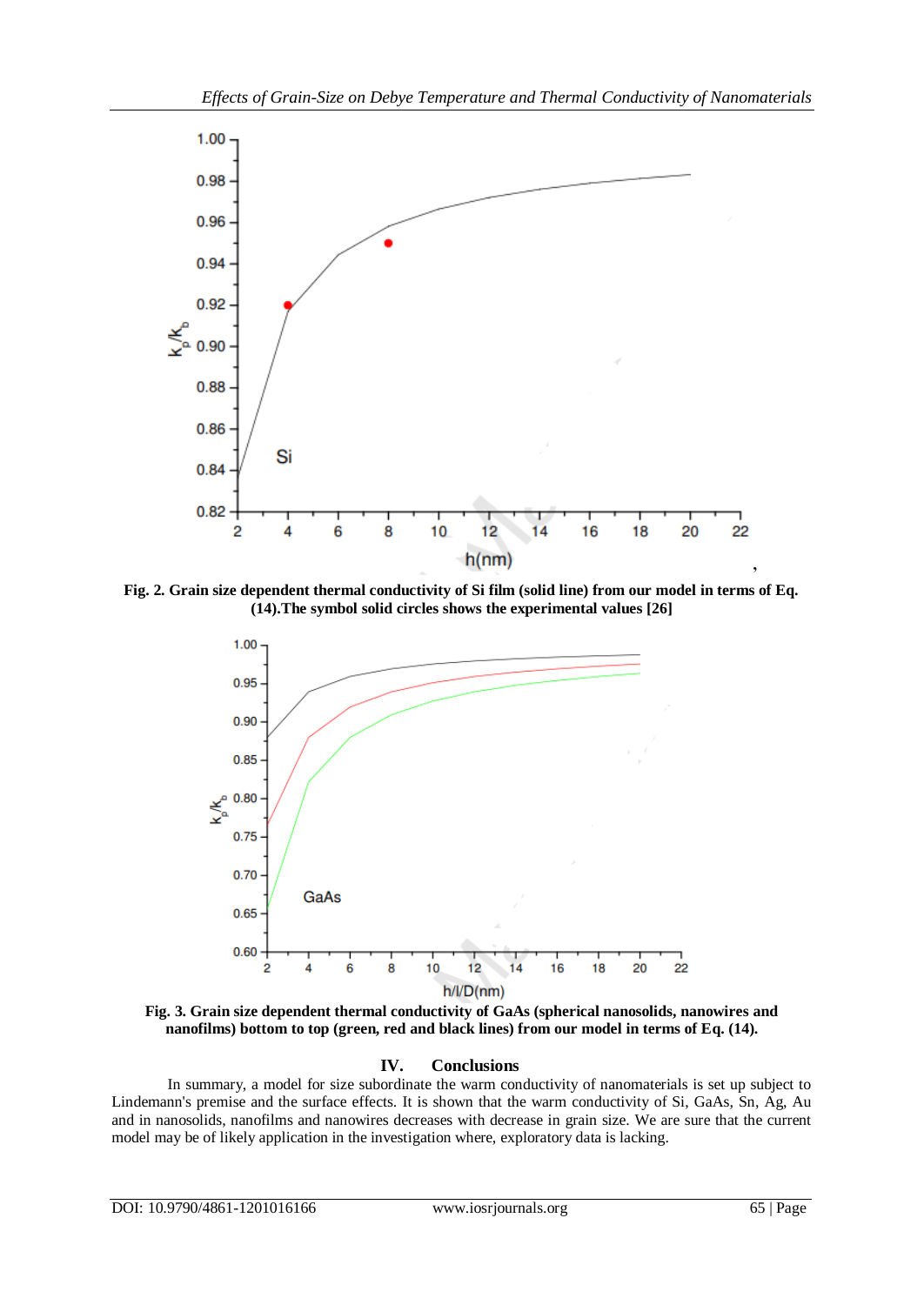**Fig. 2. Grain size dependent thermal conductivity of Si film (solid line) from our model in terms of Eq. (14).The symbol solid circles shows the experimental values [26]**

**Fig. 3. Grain size dependent thermal conductivity of GaAs (spherical nanosolids, nanowires and nanofilms) bottom to top (green, red and black lines) from our model in terms of Eq. (14).**

## IV. Conclusions

In summary, a model for size subordinate the warm conductivity of nanomaterials is set up subject to Lindemann's premise and the surface effects. It is shown that the warm conductivity of Si, GaAs, Sn, Ag, Au and in nanosolids, nanofilms and nanowires decreases with decrease in grain size. We are sure that the current model may be of likely application in the investigation where, exploratory data is lacking.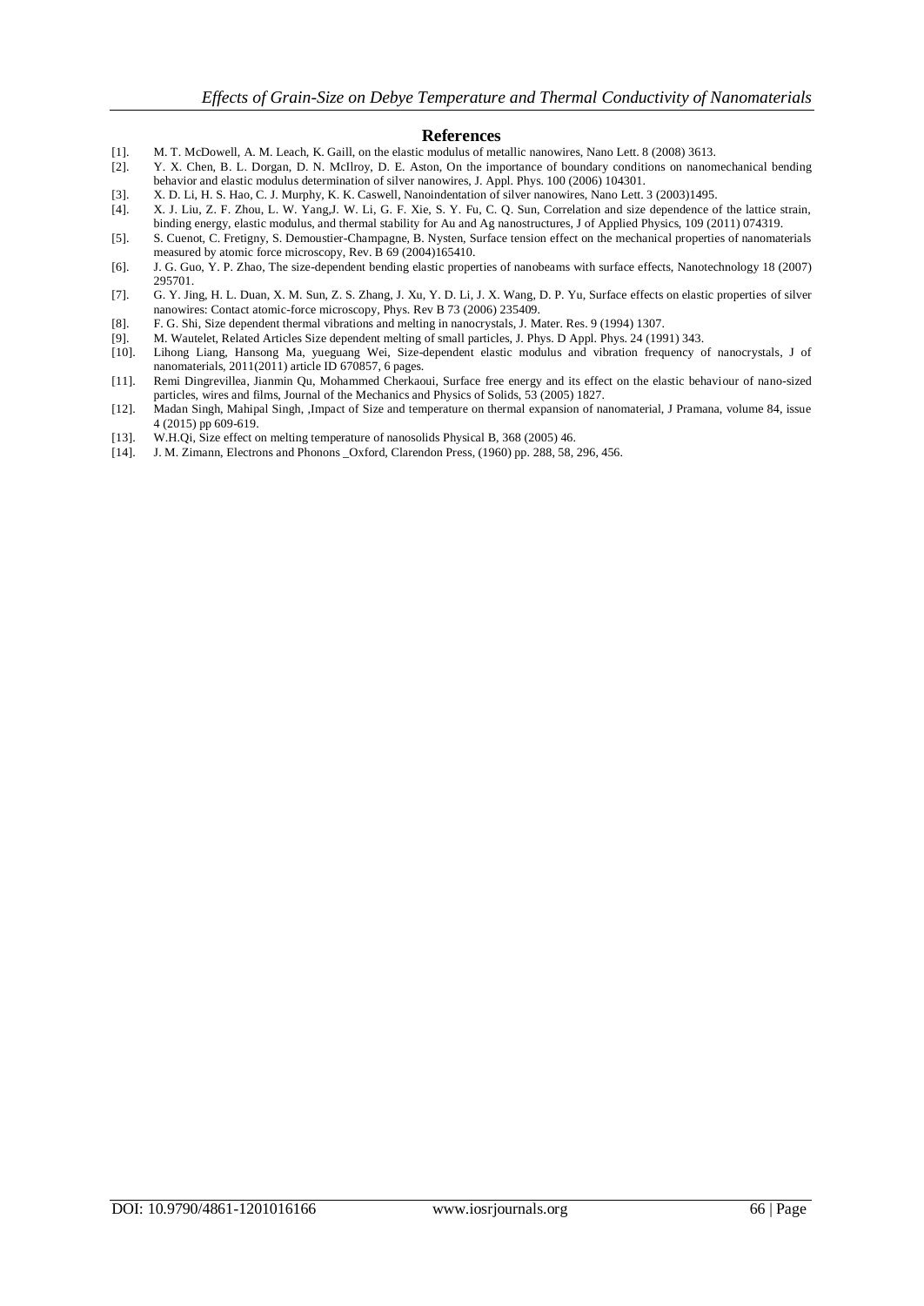## References

[1]. M. T. McDowell, A. M. Leach, K. Gaill, on the elastic modulus of metallic nanowires, Nano Lett. 8 (2008) 3613.

[2]. Y. X. Chen, B. L. Dorgan, D. N. McIlroy, D. E. Aston, On the importance of boundary conditions on nanomechanical bending behavior and elastic modulus determination of silver nanowires, J. Appl. Phys. 100 (2006) 104301.

[3]. X. D. Li, H. S. Hao, C. J. Murphy, K. K. Caswell, Nanoindentation of silver nanowires, Nano Lett. 3 (2003)1495.

[4]. X. J. Liu, Z. F. Zhou, L. W. Yang,J. W. Li, G. F. Xie, S. Y. Fu, C. Q. Sun, Correlation and size dependence of the lattice strain, binding energy, elastic modulus, and thermal stability for Au and Ag nanostructures, J of Applied Physics, 109 (2011) 074319.

[5]. S. Cuenot, C. Fretigny, S. Demoustier-Champagne, B. Nysten, Surface tension effect on the mechanical properties of nanomaterials measured by atomic force microscopy, Rev. B 69 (2004)165410.

[6]. J. G. Guo, Y. P. Zhao, The size-dependent bending elastic properties of nanobeams with surface effects, Nanotechnology 18 (2007) 295701.

[7]. G. Y. Jing, H. L. Duan, X. M. Sun, Z. S. Zhang, J. Xu, Y. D. Li, J. X. Wang, D. P. Yu, Surface effects on elastic properties of silver nanowires: Contact atomic-force microscopy, Phys. Rev B 73 (2006) 235409.

[8]. F. G. Shi, Size dependent thermal vibrations and melting in nanocrystals, J. Mater. Res. 9 (1994) 1307.

[9]. M. Wautelet, Related Articles Size dependent melting of small particles, J. Phys. D Appl. Phys. 24 (1991) 343.

[10]. Lihong Liang, Hansong Ma, yueguang Wei, Size-dependent elastic modulus and vibration frequency of nanocrystals, J of nanomaterials, 2011(2011) article ID 670857, 6 pages.

[11]. Remi Dingrevillea, Jianmin Qu, Mohammed Cherkaoui, Surface free energy and its effect on the elastic behaviour of nano-sized particles, wires and films, Journal of the Mechanics and Physics of Solids, 53 (2005) 1827.

[12]. Madan Singh, Mahipal Singh, ,Impact of Size and temperature on thermal expansion of nanomaterial, J Pramana, volume 84, issue 4 (2015) pp 609-619.

[13]. W.H.Qi, Size effect on melting temperature of nanosolids Physical B, 368 (2005) 46.

[14]. J. M. Zimann, Electrons and Phonons _Oxford, Clarendon Press, (1960) pp. 288, 58, 296, 456.